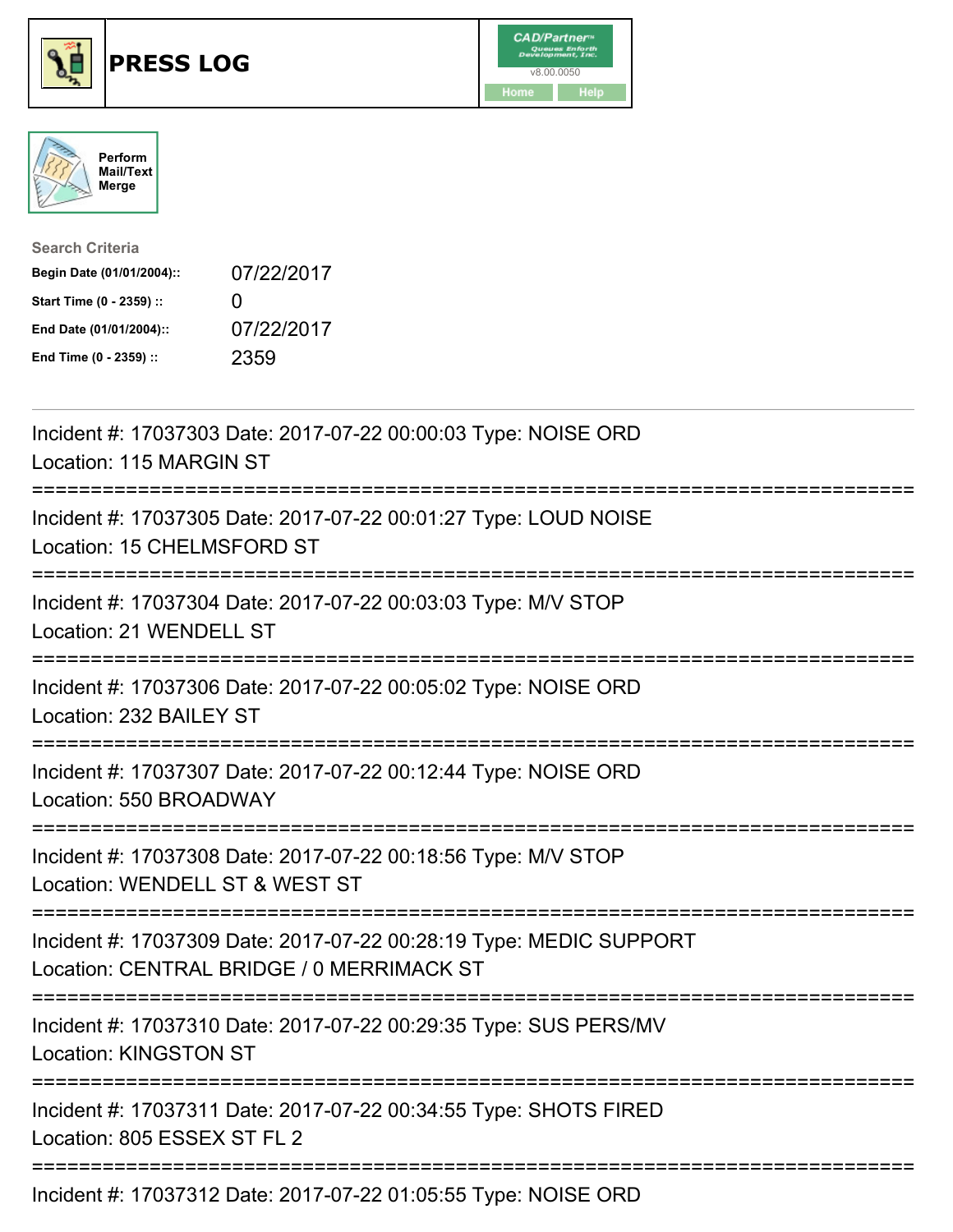# PRESS LOG

CAD/Partner v8.00.0050

Home | Help

Perform Mail/Text Merge

**Search Criteria**

| | |
|---|---|
| **Begin Date (01/01/2004)::** | 07/22/2017 |
| **Start Time (0 - 2359) ::** | 0 |
| **End Date (01/01/2004)::** | 07/22/2017 |
| **End Time (0 - 2359) ::** | 2359 |

---

Incident #: 17037303 Date: 2017-07-22 00:00:03 Type: NOISE ORD
Location: 115 MARGIN ST

===========================================================================

Incident #: 17037305 Date: 2017-07-22 00:01:27 Type: LOUD NOISE
Location: 15 CHELMSFORD ST

===========================================================================

Incident #: 17037304 Date: 2017-07-22 00:03:03 Type: M/V STOP
Location: 21 WENDELL ST

===========================================================================

Incident #: 17037306 Date: 2017-07-22 00:05:02 Type: NOISE ORD
Location: 232 BAILEY ST

===========================================================================

Incident #: 17037307 Date: 2017-07-22 00:12:44 Type: NOISE ORD
Location: 550 BROADWAY

===========================================================================

Incident #: 17037308 Date: 2017-07-22 00:18:56 Type: M/V STOP
Location: WENDELL ST & WEST ST

===========================================================================

Incident #: 17037309 Date: 2017-07-22 00:28:19 Type: MEDIC SUPPORT
Location: CENTRAL BRIDGE / 0 MERRIMACK ST

===========================================================================

Incident #: 17037310 Date: 2017-07-22 00:29:35 Type: SUS PERS/MV
Location: KINGSTON ST

===========================================================================

Incident #: 17037311 Date: 2017-07-22 00:34:55 Type: SHOTS FIRED
Location: 805 ESSEX ST FL 2

===========================================================================

Incident #: 17037312 Date: 2017-07-22 01:05:55 Type: NOISE ORD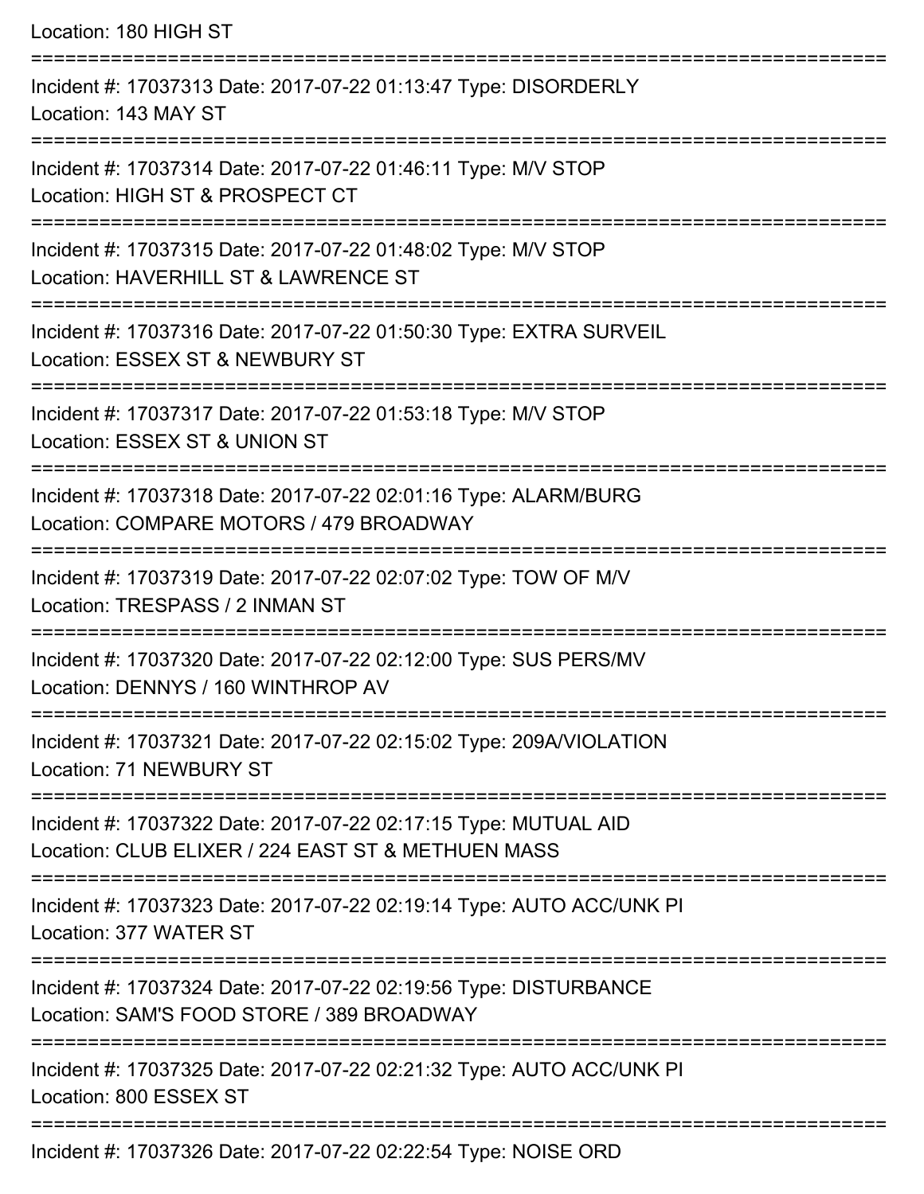Location: 180 HIGH ST

===========================================================================

Incident #: 17037313 Date: 2017-07-22 01:13:47 Type: DISORDERLY
Location: 143 MAY ST

===========================================================================

Incident #: 17037314 Date: 2017-07-22 01:46:11 Type: M/V STOP
Location: HIGH ST & PROSPECT CT

===========================================================================

Incident #: 17037315 Date: 2017-07-22 01:48:02 Type: M/V STOP
Location: HAVERHILL ST & LAWRENCE ST

===========================================================================

Incident #: 17037316 Date: 2017-07-22 01:50:30 Type: EXTRA SURVEIL
Location: ESSEX ST & NEWBURY ST

===========================================================================

Incident #: 17037317 Date: 2017-07-22 01:53:18 Type: M/V STOP
Location: ESSEX ST & UNION ST

===========================================================================

Incident #: 17037318 Date: 2017-07-22 02:01:16 Type: ALARM/BURG
Location: COMPARE MOTORS / 479 BROADWAY

===========================================================================

Incident #: 17037319 Date: 2017-07-22 02:07:02 Type: TOW OF M/V
Location: TRESPASS / 2 INMAN ST

===========================================================================

Incident #: 17037320 Date: 2017-07-22 02:12:00 Type: SUS PERS/MV
Location: DENNYS / 160 WINTHROP AV

===========================================================================

Incident #: 17037321 Date: 2017-07-22 02:15:02 Type: 209A/VIOLATION
Location: 71 NEWBURY ST

===========================================================================

Incident #: 17037322 Date: 2017-07-22 02:17:15 Type: MUTUAL AID
Location: CLUB ELIXER / 224 EAST ST & METHUEN MASS

===========================================================================

Incident #: 17037323 Date: 2017-07-22 02:19:14 Type: AUTO ACC/UNK PI
Location: 377 WATER ST

===========================================================================

Incident #: 17037324 Date: 2017-07-22 02:19:56 Type: DISTURBANCE
Location: SAM'S FOOD STORE / 389 BROADWAY

===========================================================================

Incident #: 17037325 Date: 2017-07-22 02:21:32 Type: AUTO ACC/UNK PI
Location: 800 ESSEX ST

===========================================================================

Incident #: 17037326 Date: 2017-07-22 02:22:54 Type: NOISE ORD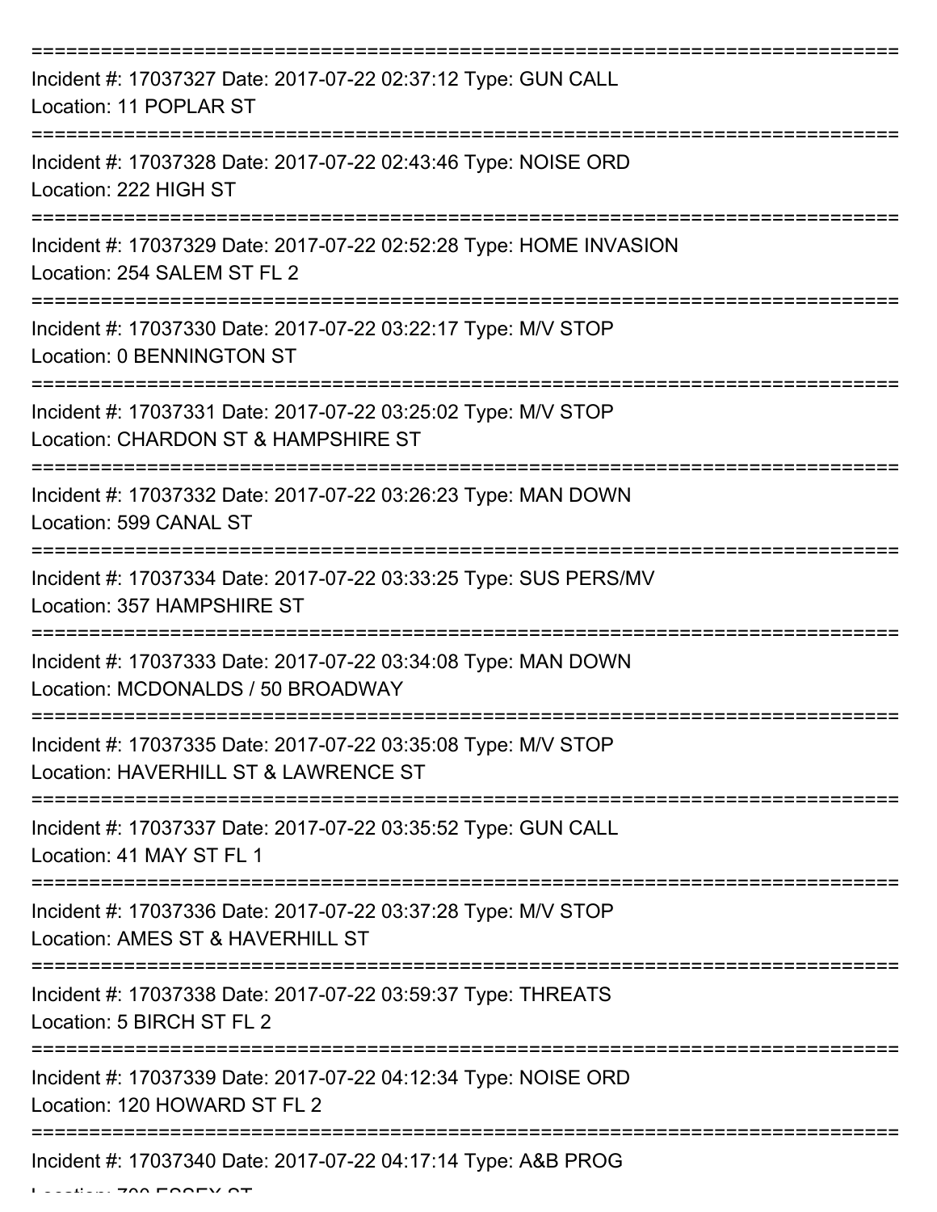===========================================================================

Incident #: 17037327 Date: 2017-07-22 02:37:12 Type: GUN CALL
Location: 11 POPLAR ST

===========================================================================

Incident #: 17037328 Date: 2017-07-22 02:43:46 Type: NOISE ORD
Location: 222 HIGH ST

===========================================================================

Incident #: 17037329 Date: 2017-07-22 02:52:28 Type: HOME INVASION
Location: 254 SALEM ST FL 2

===========================================================================

Incident #: 17037330 Date: 2017-07-22 03:22:17 Type: M/V STOP
Location: 0 BENNINGTON ST

===========================================================================

Incident #: 17037331 Date: 2017-07-22 03:25:02 Type: M/V STOP
Location: CHARDON ST & HAMPSHIRE ST

===========================================================================

Incident #: 17037332 Date: 2017-07-22 03:26:23 Type: MAN DOWN
Location: 599 CANAL ST

===========================================================================

Incident #: 17037334 Date: 2017-07-22 03:33:25 Type: SUS PERS/MV
Location: 357 HAMPSHIRE ST

===========================================================================

Incident #: 17037333 Date: 2017-07-22 03:34:08 Type: MAN DOWN
Location: MCDONALDS / 50 BROADWAY

===========================================================================

Incident #: 17037335 Date: 2017-07-22 03:35:08 Type: M/V STOP
Location: HAVERHILL ST & LAWRENCE ST

===========================================================================

Incident #: 17037337 Date: 2017-07-22 03:35:52 Type: GUN CALL
Location: 41 MAY ST FL 1

===========================================================================

Incident #: 17037336 Date: 2017-07-22 03:37:28 Type: M/V STOP
Location: AMES ST & HAVERHILL ST

===========================================================================

Incident #: 17037338 Date: 2017-07-22 03:59:37 Type: THREATS
Location: 5 BIRCH ST FL 2

===========================================================================

Incident #: 17037339 Date: 2017-07-22 04:12:34 Type: NOISE ORD
Location: 120 HOWARD ST FL 2

===========================================================================

Incident #: 17037340 Date: 2017-07-22 04:17:14 Type: A&B PROG
Location: 700 ESSEX ST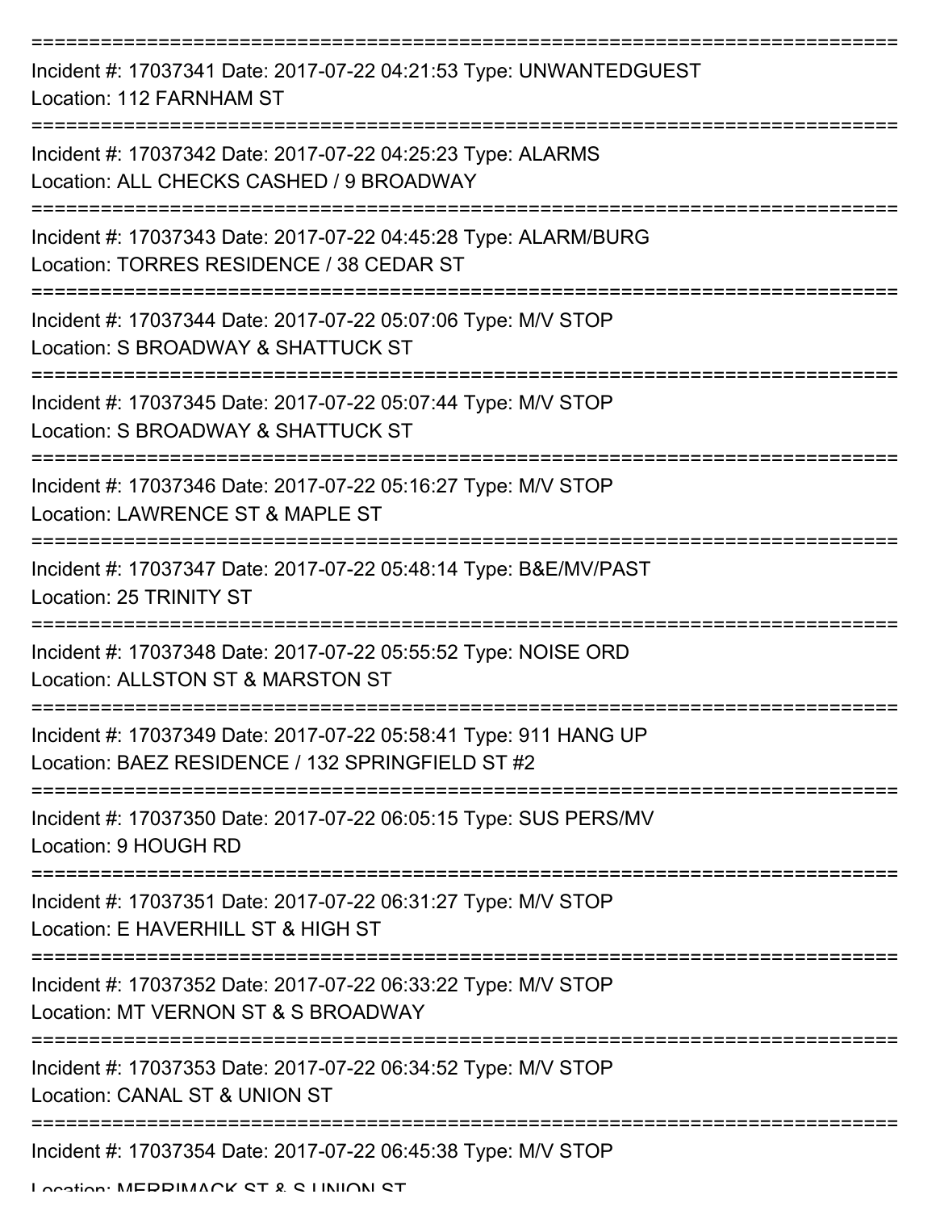===========================================================================

Incident #: 17037341 Date: 2017-07-22 04:21:53 Type: UNWANTEDGUEST
Location: 112 FARNHAM ST

===========================================================================

Incident #: 17037342 Date: 2017-07-22 04:25:23 Type: ALARMS
Location: ALL CHECKS CASHED / 9 BROADWAY

===========================================================================

Incident #: 17037343 Date: 2017-07-22 04:45:28 Type: ALARM/BURG
Location: TORRES RESIDENCE / 38 CEDAR ST

===========================================================================

Incident #: 17037344 Date: 2017-07-22 05:07:06 Type: M/V STOP
Location: S BROADWAY & SHATTUCK ST

===========================================================================

Incident #: 17037345 Date: 2017-07-22 05:07:44 Type: M/V STOP
Location: S BROADWAY & SHATTUCK ST

===========================================================================

Incident #: 17037346 Date: 2017-07-22 05:16:27 Type: M/V STOP
Location: LAWRENCE ST & MAPLE ST

===========================================================================

Incident #: 17037347 Date: 2017-07-22 05:48:14 Type: B&E/MV/PAST
Location: 25 TRINITY ST

===========================================================================

Incident #: 17037348 Date: 2017-07-22 05:55:52 Type: NOISE ORD
Location: ALLSTON ST & MARSTON ST

===========================================================================

Incident #: 17037349 Date: 2017-07-22 05:58:41 Type: 911 HANG UP
Location: BAEZ RESIDENCE / 132 SPRINGFIELD ST #2

===========================================================================

Incident #: 17037350 Date: 2017-07-22 06:05:15 Type: SUS PERS/MV
Location: 9 HOUGH RD

===========================================================================

Incident #: 17037351 Date: 2017-07-22 06:31:27 Type: M/V STOP
Location: E HAVERHILL ST & HIGH ST

===========================================================================

Incident #: 17037352 Date: 2017-07-22 06:33:22 Type: M/V STOP
Location: MT VERNON ST & S BROADWAY

===========================================================================

Incident #: 17037353 Date: 2017-07-22 06:34:52 Type: M/V STOP
Location: CANAL ST & UNION ST

===========================================================================

Incident #: 17037354 Date: 2017-07-22 06:45:38 Type: M/V STOP
Location: MERRIMACK ST & S UNION ST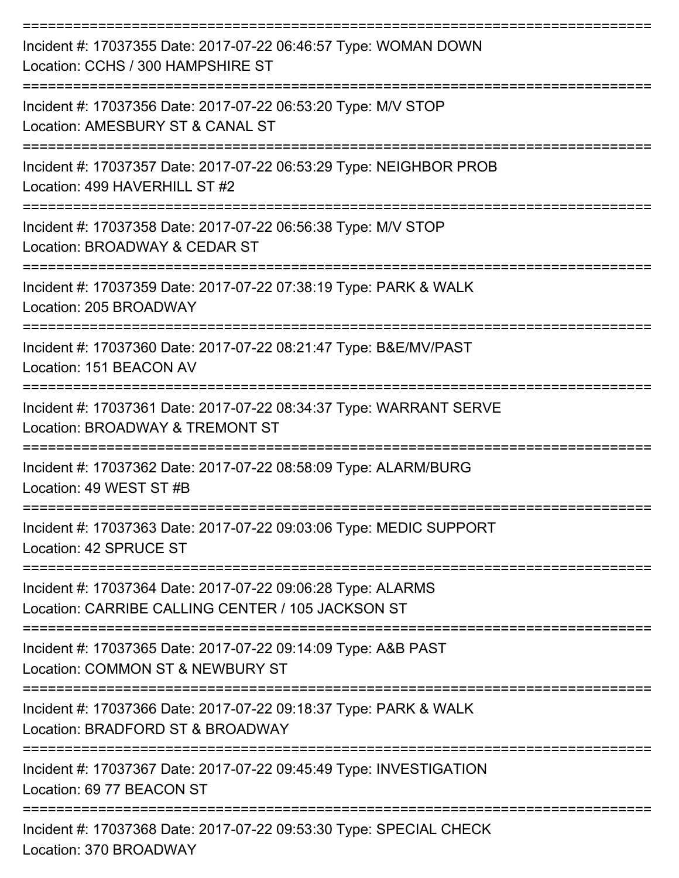===========================================================================

Incident #: 17037355 Date: 2017-07-22 06:46:57 Type: WOMAN DOWN
Location: CCHS / 300 HAMPSHIRE ST

===========================================================================

Incident #: 17037356 Date: 2017-07-22 06:53:20 Type: M/V STOP
Location: AMESBURY ST & CANAL ST

===========================================================================

Incident #: 17037357 Date: 2017-07-22 06:53:29 Type: NEIGHBOR PROB
Location: 499 HAVERHILL ST #2

===========================================================================

Incident #: 17037358 Date: 2017-07-22 06:56:38 Type: M/V STOP
Location: BROADWAY & CEDAR ST

===========================================================================

Incident #: 17037359 Date: 2017-07-22 07:38:19 Type: PARK & WALK
Location: 205 BROADWAY

===========================================================================

Incident #: 17037360 Date: 2017-07-22 08:21:47 Type: B&E/MV/PAST
Location: 151 BEACON AV

===========================================================================

Incident #: 17037361 Date: 2017-07-22 08:34:37 Type: WARRANT SERVE
Location: BROADWAY & TREMONT ST

===========================================================================

Incident #: 17037362 Date: 2017-07-22 08:58:09 Type: ALARM/BURG
Location: 49 WEST ST #B

===========================================================================

Incident #: 17037363 Date: 2017-07-22 09:03:06 Type: MEDIC SUPPORT
Location: 42 SPRUCE ST

===========================================================================

Incident #: 17037364 Date: 2017-07-22 09:06:28 Type: ALARMS
Location: CARRIBE CALLING CENTER / 105 JACKSON ST

===========================================================================

Incident #: 17037365 Date: 2017-07-22 09:14:09 Type: A&B PAST
Location: COMMON ST & NEWBURY ST

===========================================================================

Incident #: 17037366 Date: 2017-07-22 09:18:37 Type: PARK & WALK
Location: BRADFORD ST & BROADWAY

===========================================================================

Incident #: 17037367 Date: 2017-07-22 09:45:49 Type: INVESTIGATION
Location: 69 77 BEACON ST

===========================================================================

Incident #: 17037368 Date: 2017-07-22 09:53:30 Type: SPECIAL CHECK
Location: 370 BROADWAY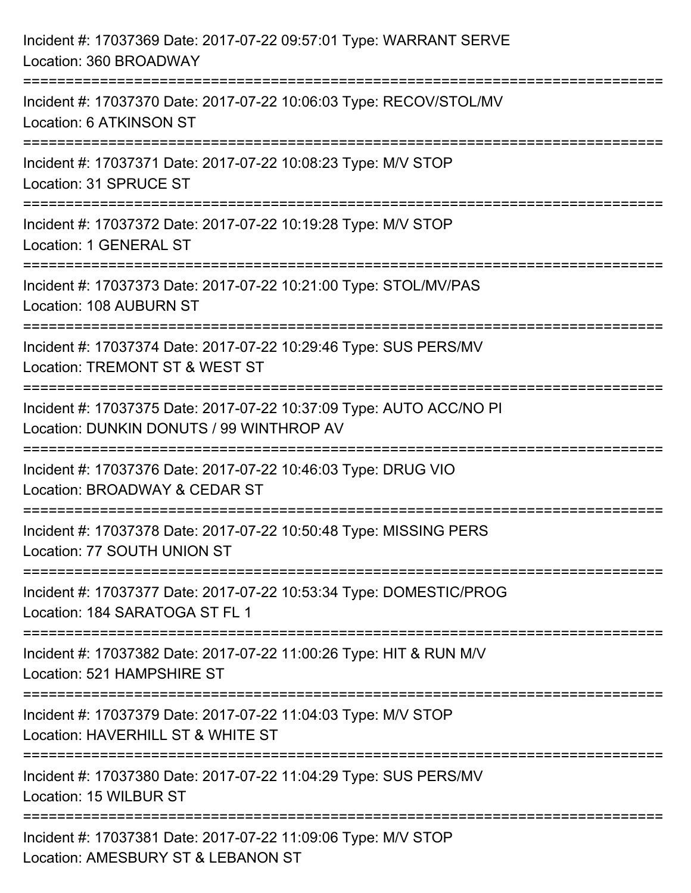Incident #: 17037369 Date: 2017-07-22 09:57:01 Type: WARRANT SERVE
Location: 360 BROADWAY

===========================================================================

Incident #: 17037370 Date: 2017-07-22 10:06:03 Type: RECOV/STOL/MV
Location: 6 ATKINSON ST

===========================================================================

Incident #: 17037371 Date: 2017-07-22 10:08:23 Type: M/V STOP
Location: 31 SPRUCE ST

===========================================================================

Incident #: 17037372 Date: 2017-07-22 10:19:28 Type: M/V STOP
Location: 1 GENERAL ST

===========================================================================

Incident #: 17037373 Date: 2017-07-22 10:21:00 Type: STOL/MV/PAS
Location: 108 AUBURN ST

===========================================================================

Incident #: 17037374 Date: 2017-07-22 10:29:46 Type: SUS PERS/MV
Location: TREMONT ST & WEST ST

===========================================================================

Incident #: 17037375 Date: 2017-07-22 10:37:09 Type: AUTO ACC/NO PI
Location: DUNKIN DONUTS / 99 WINTHROP AV

===========================================================================

Incident #: 17037376 Date: 2017-07-22 10:46:03 Type: DRUG VIO
Location: BROADWAY & CEDAR ST

===========================================================================

Incident #: 17037378 Date: 2017-07-22 10:50:48 Type: MISSING PERS
Location: 77 SOUTH UNION ST

===========================================================================

Incident #: 17037377 Date: 2017-07-22 10:53:34 Type: DOMESTIC/PROG
Location: 184 SARATOGA ST FL 1

===========================================================================

Incident #: 17037382 Date: 2017-07-22 11:00:26 Type: HIT & RUN M/V
Location: 521 HAMPSHIRE ST

===========================================================================

Incident #: 17037379 Date: 2017-07-22 11:04:03 Type: M/V STOP
Location: HAVERHILL ST & WHITE ST

===========================================================================

Incident #: 17037380 Date: 2017-07-22 11:04:29 Type: SUS PERS/MV
Location: 15 WILBUR ST

===========================================================================

Incident #: 17037381 Date: 2017-07-22 11:09:06 Type: M/V STOP
Location: AMESBURY ST & LEBANON ST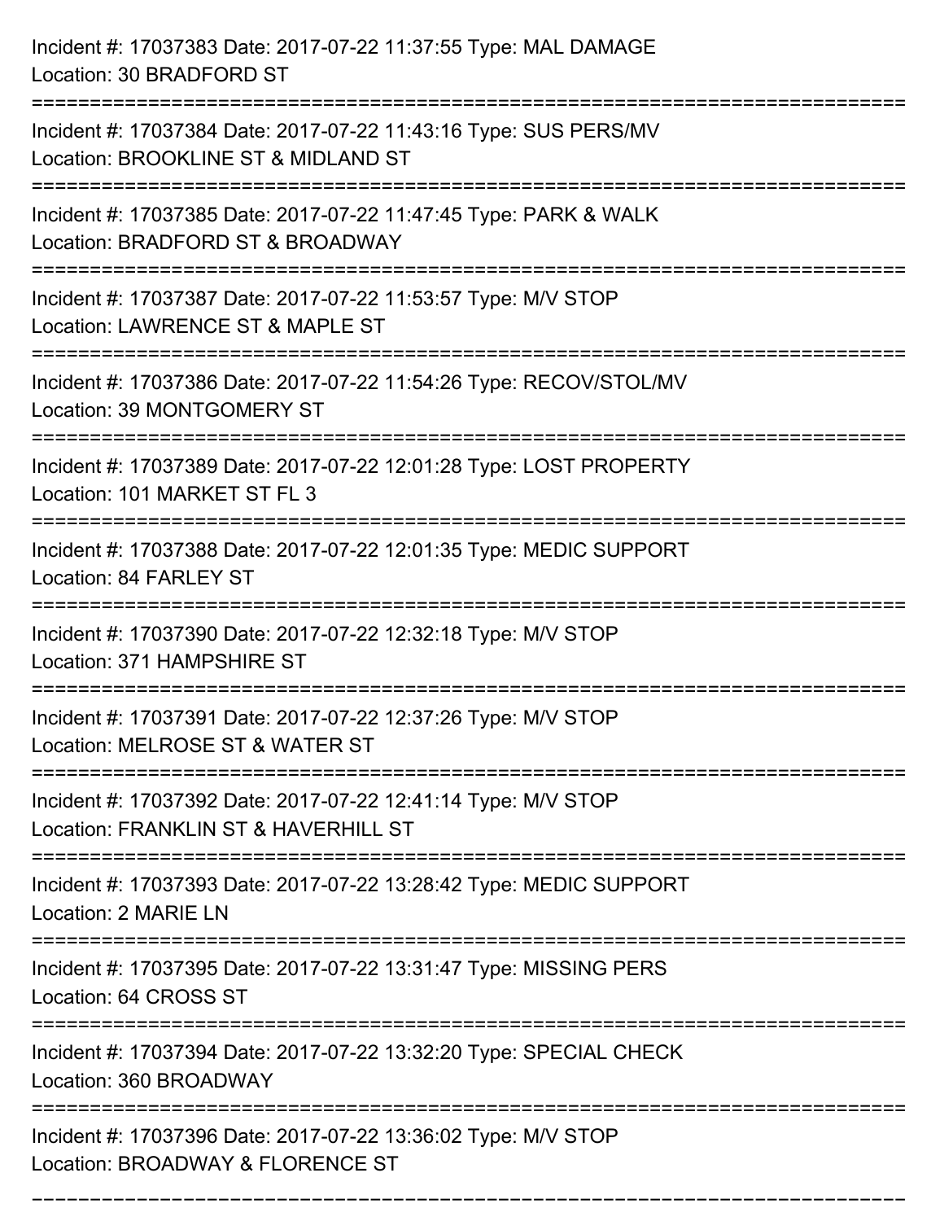Incident #: 17037383 Date: 2017-07-22 11:37:55 Type: MAL DAMAGE
Location: 30 BRADFORD ST

===========================================================================

Incident #: 17037384 Date: 2017-07-22 11:43:16 Type: SUS PERS/MV
Location: BROOKLINE ST & MIDLAND ST

===========================================================================

Incident #: 17037385 Date: 2017-07-22 11:47:45 Type: PARK & WALK
Location: BRADFORD ST & BROADWAY

===========================================================================

Incident #: 17037387 Date: 2017-07-22 11:53:57 Type: M/V STOP
Location: LAWRENCE ST & MAPLE ST

===========================================================================

Incident #: 17037386 Date: 2017-07-22 11:54:26 Type: RECOV/STOL/MV
Location: 39 MONTGOMERY ST

===========================================================================

Incident #: 17037389 Date: 2017-07-22 12:01:28 Type: LOST PROPERTY
Location: 101 MARKET ST FL 3

===========================================================================

Incident #: 17037388 Date: 2017-07-22 12:01:35 Type: MEDIC SUPPORT
Location: 84 FARLEY ST

===========================================================================

Incident #: 17037390 Date: 2017-07-22 12:32:18 Type: M/V STOP
Location: 371 HAMPSHIRE ST

===========================================================================

Incident #: 17037391 Date: 2017-07-22 12:37:26 Type: M/V STOP
Location: MELROSE ST & WATER ST

===========================================================================

Incident #: 17037392 Date: 2017-07-22 12:41:14 Type: M/V STOP
Location: FRANKLIN ST & HAVERHILL ST

===========================================================================

Incident #: 17037393 Date: 2017-07-22 13:28:42 Type: MEDIC SUPPORT
Location: 2 MARIE LN

===========================================================================

Incident #: 17037395 Date: 2017-07-22 13:31:47 Type: MISSING PERS
Location: 64 CROSS ST

===========================================================================

Incident #: 17037394 Date: 2017-07-22 13:32:20 Type: SPECIAL CHECK
Location: 360 BROADWAY

===========================================================================

Incident #: 17037396 Date: 2017-07-22 13:36:02 Type: M/V STOP
Location: BROADWAY & FLORENCE ST

===========================================================================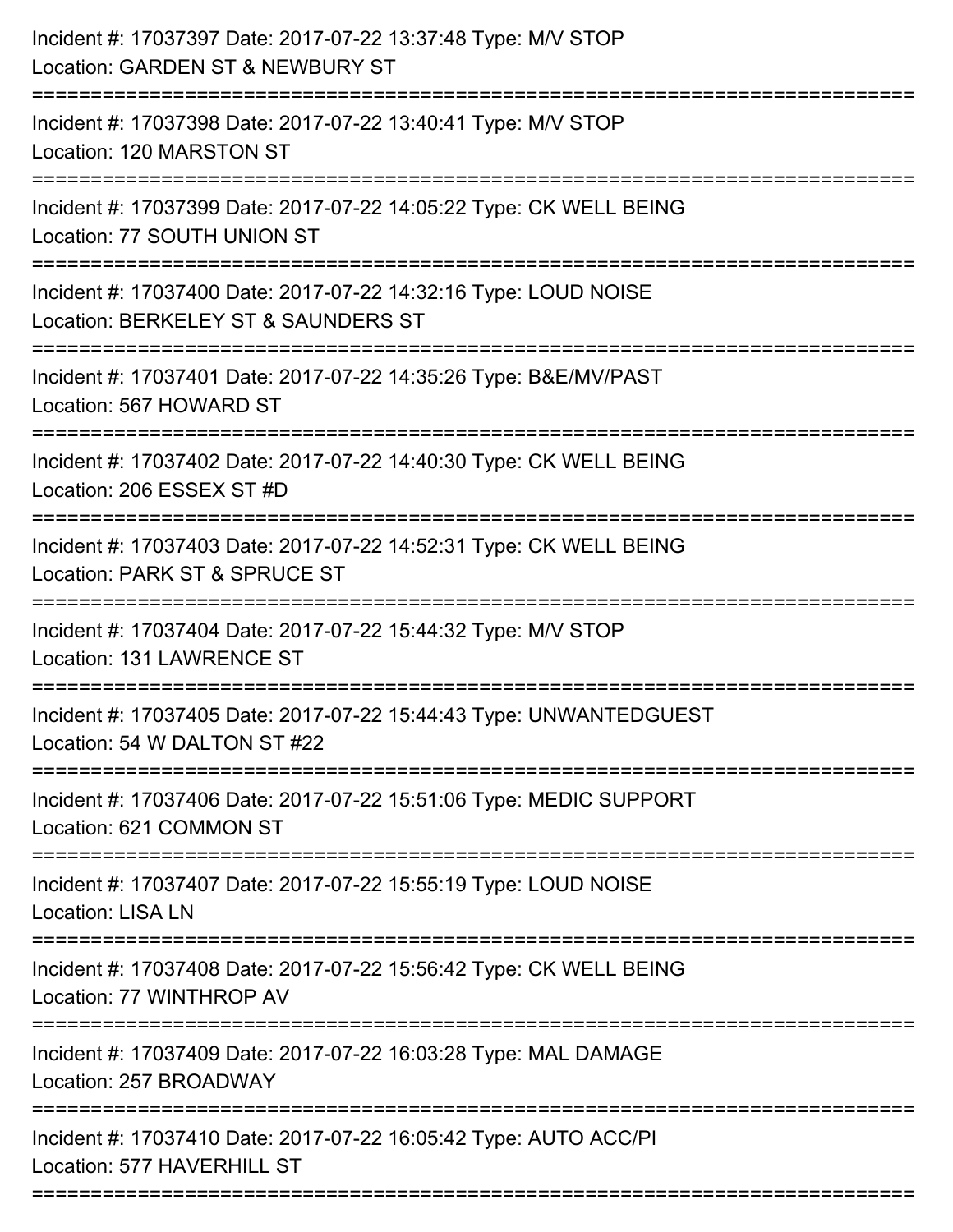Incident #: 17037397 Date: 2017-07-22 13:37:48 Type: M/V STOP
Location: GARDEN ST & NEWBURY ST

===========================================================================

Incident #: 17037398 Date: 2017-07-22 13:40:41 Type: M/V STOP
Location: 120 MARSTON ST

===========================================================================

Incident #: 17037399 Date: 2017-07-22 14:05:22 Type: CK WELL BEING
Location: 77 SOUTH UNION ST

===========================================================================

Incident #: 17037400 Date: 2017-07-22 14:32:16 Type: LOUD NOISE
Location: BERKELEY ST & SAUNDERS ST

===========================================================================

Incident #: 17037401 Date: 2017-07-22 14:35:26 Type: B&E/MV/PAST
Location: 567 HOWARD ST

===========================================================================

Incident #: 17037402 Date: 2017-07-22 14:40:30 Type: CK WELL BEING
Location: 206 ESSEX ST #D

===========================================================================

Incident #: 17037403 Date: 2017-07-22 14:52:31 Type: CK WELL BEING
Location: PARK ST & SPRUCE ST

===========================================================================

Incident #: 17037404 Date: 2017-07-22 15:44:32 Type: M/V STOP
Location: 131 LAWRENCE ST

===========================================================================

Incident #: 17037405 Date: 2017-07-22 15:44:43 Type: UNWANTEDGUEST
Location: 54 W DALTON ST #22

===========================================================================

Incident #: 17037406 Date: 2017-07-22 15:51:06 Type: MEDIC SUPPORT
Location: 621 COMMON ST

===========================================================================

Incident #: 17037407 Date: 2017-07-22 15:55:19 Type: LOUD NOISE
Location: LISA LN

===========================================================================

Incident #: 17037408 Date: 2017-07-22 15:56:42 Type: CK WELL BEING
Location: 77 WINTHROP AV

===========================================================================

Incident #: 17037409 Date: 2017-07-22 16:03:28 Type: MAL DAMAGE
Location: 257 BROADWAY

===========================================================================

Incident #: 17037410 Date: 2017-07-22 16:05:42 Type: AUTO ACC/PI
Location: 577 HAVERHILL ST

===========================================================================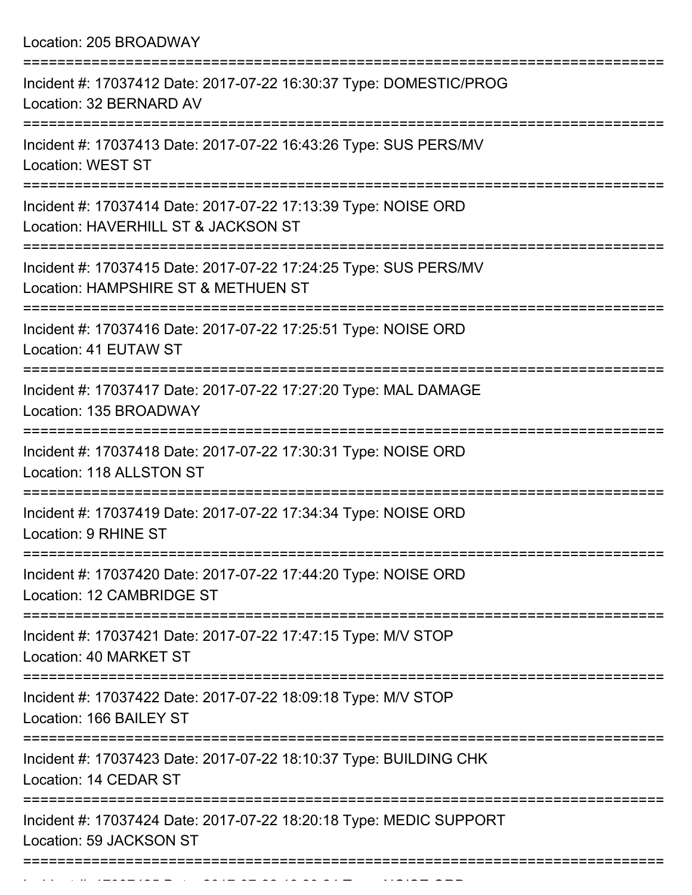Location: 205 BROADWAY

===========================================================================

Incident #: 17037412 Date: 2017-07-22 16:30:37 Type: DOMESTIC/PROG
Location: 32 BERNARD AV

===========================================================================

Incident #: 17037413 Date: 2017-07-22 16:43:26 Type: SUS PERS/MV
Location: WEST ST

===========================================================================

Incident #: 17037414 Date: 2017-07-22 17:13:39 Type: NOISE ORD
Location: HAVERHILL ST & JACKSON ST

===========================================================================

Incident #: 17037415 Date: 2017-07-22 17:24:25 Type: SUS PERS/MV
Location: HAMPSHIRE ST & METHUEN ST

===========================================================================

Incident #: 17037416 Date: 2017-07-22 17:25:51 Type: NOISE ORD
Location: 41 EUTAW ST

===========================================================================

Incident #: 17037417 Date: 2017-07-22 17:27:20 Type: MAL DAMAGE
Location: 135 BROADWAY

===========================================================================

Incident #: 17037418 Date: 2017-07-22 17:30:31 Type: NOISE ORD
Location: 118 ALLSTON ST

===========================================================================

Incident #: 17037419 Date: 2017-07-22 17:34:34 Type: NOISE ORD
Location: 9 RHINE ST

===========================================================================

Incident #: 17037420 Date: 2017-07-22 17:44:20 Type: NOISE ORD
Location: 12 CAMBRIDGE ST

===========================================================================

Incident #: 17037421 Date: 2017-07-22 17:47:15 Type: M/V STOP
Location: 40 MARKET ST

===========================================================================

Incident #: 17037422 Date: 2017-07-22 18:09:18 Type: M/V STOP
Location: 166 BAILEY ST

===========================================================================

Incident #: 17037423 Date: 2017-07-22 18:10:37 Type: BUILDING CHK
Location: 14 CEDAR ST

===========================================================================

Incident #: 17037424 Date: 2017-07-22 18:20:18 Type: MEDIC SUPPORT
Location: 59 JACKSON ST

===========================================================================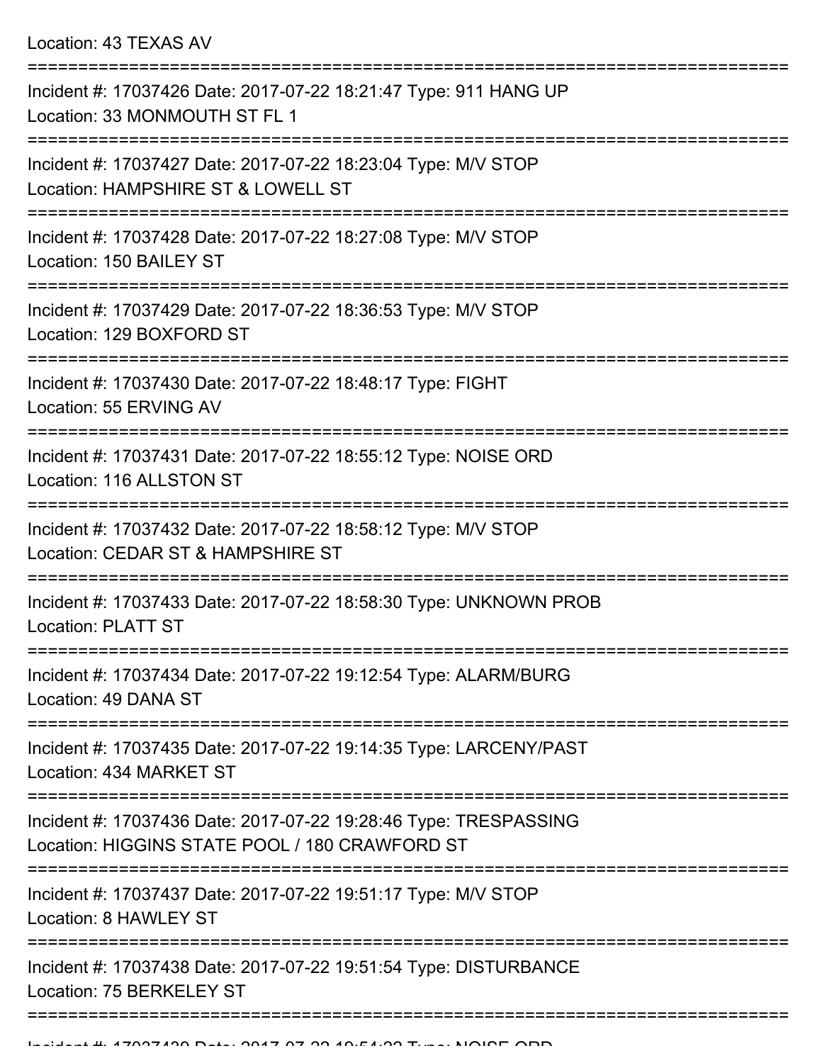Location: 43 TEXAS AV

===========================================================================

Incident #: 17037426 Date: 2017-07-22 18:21:47 Type: 911 HANG UP
Location: 33 MONMOUTH ST FL 1

===========================================================================

Incident #: 17037427 Date: 2017-07-22 18:23:04 Type: M/V STOP
Location: HAMPSHIRE ST & LOWELL ST

===========================================================================

Incident #: 17037428 Date: 2017-07-22 18:27:08 Type: M/V STOP
Location: 150 BAILEY ST

===========================================================================

Incident #: 17037429 Date: 2017-07-22 18:36:53 Type: M/V STOP
Location: 129 BOXFORD ST

===========================================================================

Incident #: 17037430 Date: 2017-07-22 18:48:17 Type: FIGHT
Location: 55 ERVING AV

===========================================================================

Incident #: 17037431 Date: 2017-07-22 18:55:12 Type: NOISE ORD
Location: 116 ALLSTON ST

===========================================================================

Incident #: 17037432 Date: 2017-07-22 18:58:12 Type: M/V STOP
Location: CEDAR ST & HAMPSHIRE ST

===========================================================================

Incident #: 17037433 Date: 2017-07-22 18:58:30 Type: UNKNOWN PROB
Location: PLATT ST

===========================================================================

Incident #: 17037434 Date: 2017-07-22 19:12:54 Type: ALARM/BURG
Location: 49 DANA ST

===========================================================================

Incident #: 17037435 Date: 2017-07-22 19:14:35 Type: LARCENY/PAST
Location: 434 MARKET ST

===========================================================================

Incident #: 17037436 Date: 2017-07-22 19:28:46 Type: TRESPASSING
Location: HIGGINS STATE POOL / 180 CRAWFORD ST

===========================================================================

Incident #: 17037437 Date: 2017-07-22 19:51:17 Type: M/V STOP
Location: 8 HAWLEY ST

===========================================================================

Incident #: 17037438 Date: 2017-07-22 19:51:54 Type: DISTURBANCE
Location: 75 BERKELEY ST

===========================================================================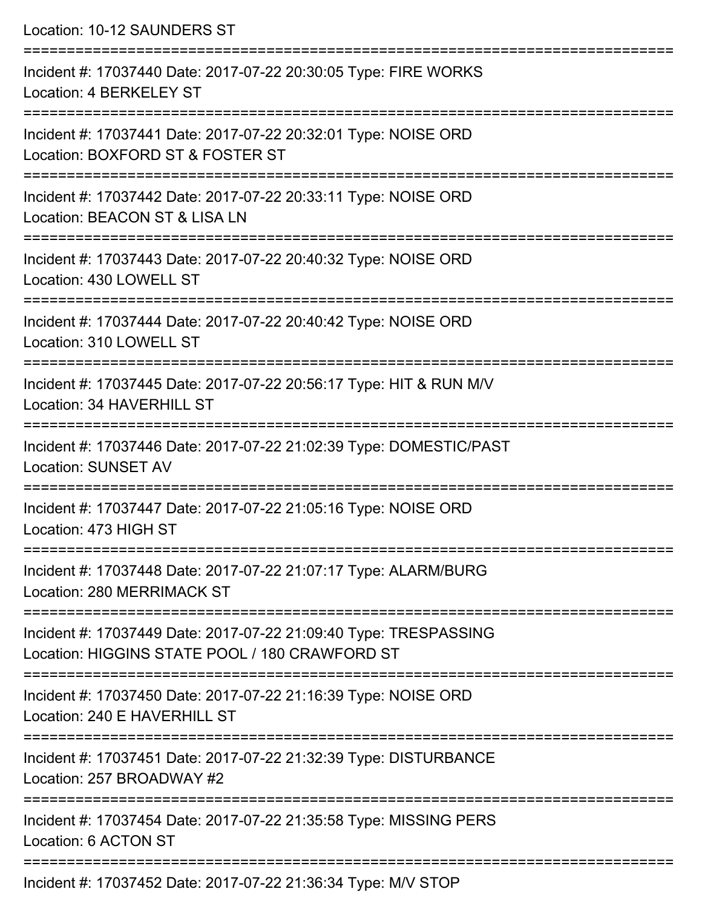Location: 10-12 SAUNDERS ST

===========================================================================

Incident #: 17037440 Date: 2017-07-22 20:30:05 Type: FIRE WORKS
Location: 4 BERKELEY ST

===========================================================================

Incident #: 17037441 Date: 2017-07-22 20:32:01 Type: NOISE ORD
Location: BOXFORD ST & FOSTER ST

===========================================================================

Incident #: 17037442 Date: 2017-07-22 20:33:11 Type: NOISE ORD
Location: BEACON ST & LISA LN

===========================================================================

Incident #: 17037443 Date: 2017-07-22 20:40:32 Type: NOISE ORD
Location: 430 LOWELL ST

===========================================================================

Incident #: 17037444 Date: 2017-07-22 20:40:42 Type: NOISE ORD
Location: 310 LOWELL ST

===========================================================================

Incident #: 17037445 Date: 2017-07-22 20:56:17 Type: HIT & RUN M/V
Location: 34 HAVERHILL ST

===========================================================================

Incident #: 17037446 Date: 2017-07-22 21:02:39 Type: DOMESTIC/PAST
Location: SUNSET AV

===========================================================================

Incident #: 17037447 Date: 2017-07-22 21:05:16 Type: NOISE ORD
Location: 473 HIGH ST

===========================================================================

Incident #: 17037448 Date: 2017-07-22 21:07:17 Type: ALARM/BURG
Location: 280 MERRIMACK ST

===========================================================================

Incident #: 17037449 Date: 2017-07-22 21:09:40 Type: TRESPASSING
Location: HIGGINS STATE POOL / 180 CRAWFORD ST

===========================================================================

Incident #: 17037450 Date: 2017-07-22 21:16:39 Type: NOISE ORD
Location: 240 E HAVERHILL ST

===========================================================================

Incident #: 17037451 Date: 2017-07-22 21:32:39 Type: DISTURBANCE
Location: 257 BROADWAY #2

===========================================================================

Incident #: 17037454 Date: 2017-07-22 21:35:58 Type: MISSING PERS
Location: 6 ACTON ST

===========================================================================

Incident #: 17037452 Date: 2017-07-22 21:36:34 Type: M/V STOP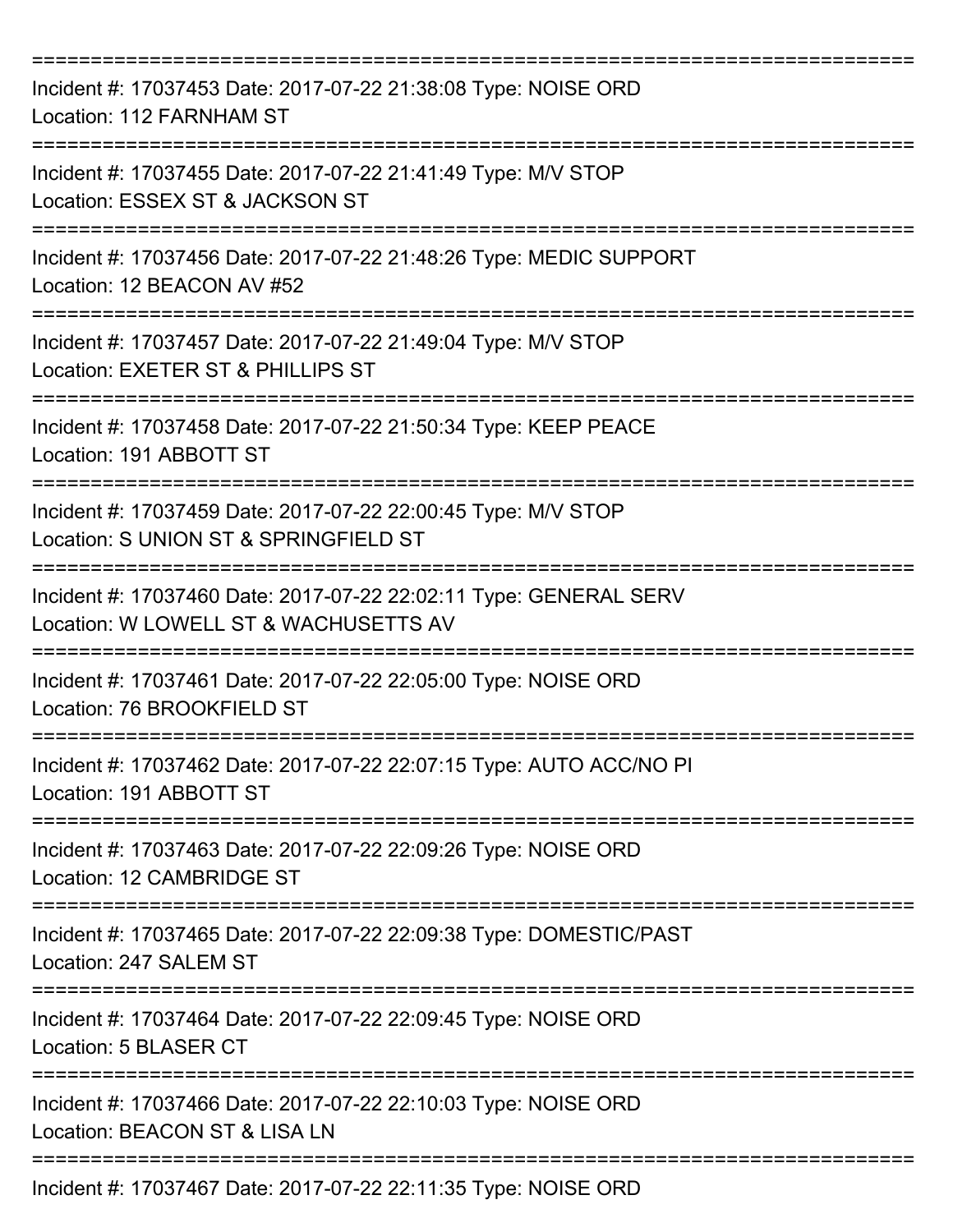===========================================================================

Incident #: 17037453 Date: 2017-07-22 21:38:08 Type: NOISE ORD

Location: 112 FARNHAM ST

===========================================================================

Incident #: 17037455 Date: 2017-07-22 21:41:49 Type: M/V STOP

Location: ESSEX ST & JACKSON ST

===========================================================================

Incident #: 17037456 Date: 2017-07-22 21:48:26 Type: MEDIC SUPPORT

Location: 12 BEACON AV #52

===========================================================================

Incident #: 17037457 Date: 2017-07-22 21:49:04 Type: M/V STOP

Location: EXETER ST & PHILLIPS ST

===========================================================================

Incident #: 17037458 Date: 2017-07-22 21:50:34 Type: KEEP PEACE

Location: 191 ABBOTT ST

===========================================================================

Incident #: 17037459 Date: 2017-07-22 22:00:45 Type: M/V STOP

Location: S UNION ST & SPRINGFIELD ST

===========================================================================

Incident #: 17037460 Date: 2017-07-22 22:02:11 Type: GENERAL SERV

Location: W LOWELL ST & WACHUSETTS AV

===========================================================================

Incident #: 17037461 Date: 2017-07-22 22:05:00 Type: NOISE ORD

Location: 76 BROOKFIELD ST

===========================================================================

Incident #: 17037462 Date: 2017-07-22 22:07:15 Type: AUTO ACC/NO PI

Location: 191 ABBOTT ST

===========================================================================

Incident #: 17037463 Date: 2017-07-22 22:09:26 Type: NOISE ORD

Location: 12 CAMBRIDGE ST

===========================================================================

Incident #: 17037465 Date: 2017-07-22 22:09:38 Type: DOMESTIC/PAST

Location: 247 SALEM ST

===========================================================================

Incident #: 17037464 Date: 2017-07-22 22:09:45 Type: NOISE ORD

Location: 5 BLASER CT

===========================================================================

Incident #: 17037466 Date: 2017-07-22 22:10:03 Type: NOISE ORD

Location: BEACON ST & LISA LN

===========================================================================

Incident #: 17037467 Date: 2017-07-22 22:11:35 Type: NOISE ORD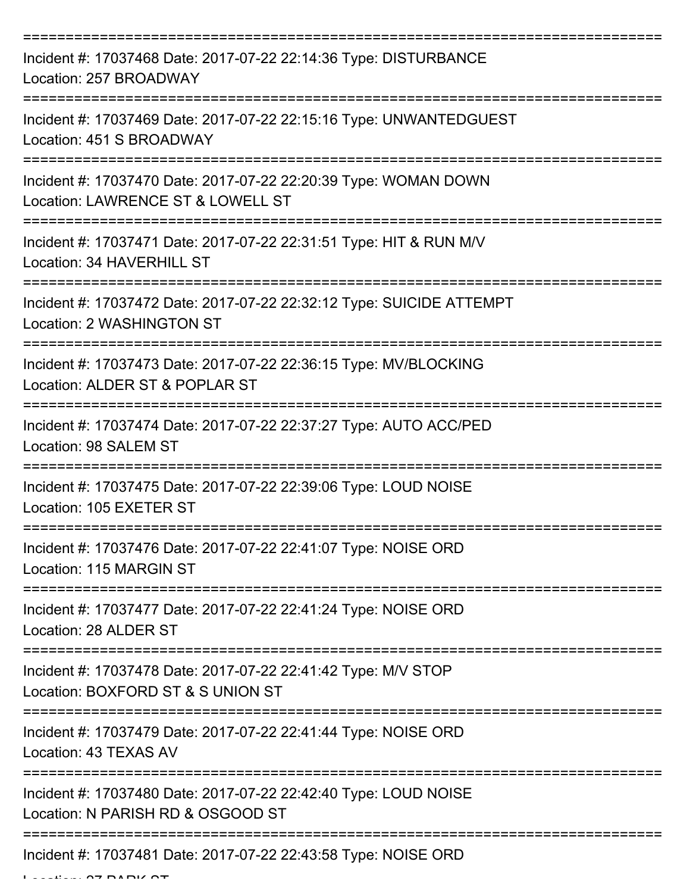===========================================================================

Incident #: 17037468 Date: 2017-07-22 22:14:36 Type: DISTURBANCE
Location: 257 BROADWAY

===========================================================================

Incident #: 17037469 Date: 2017-07-22 22:15:16 Type: UNWANTEDGUEST
Location: 451 S BROADWAY

===========================================================================

Incident #: 17037470 Date: 2017-07-22 22:20:39 Type: WOMAN DOWN
Location: LAWRENCE ST & LOWELL ST

===========================================================================

Incident #: 17037471 Date: 2017-07-22 22:31:51 Type: HIT & RUN M/V
Location: 34 HAVERHILL ST

===========================================================================

Incident #: 17037472 Date: 2017-07-22 22:32:12 Type: SUICIDE ATTEMPT
Location: 2 WASHINGTON ST

===========================================================================

Incident #: 17037473 Date: 2017-07-22 22:36:15 Type: MV/BLOCKING
Location: ALDER ST & POPLAR ST

===========================================================================

Incident #: 17037474 Date: 2017-07-22 22:37:27 Type: AUTO ACC/PED
Location: 98 SALEM ST

===========================================================================

Incident #: 17037475 Date: 2017-07-22 22:39:06 Type: LOUD NOISE
Location: 105 EXETER ST

===========================================================================

Incident #: 17037476 Date: 2017-07-22 22:41:07 Type: NOISE ORD
Location: 115 MARGIN ST

===========================================================================

Incident #: 17037477 Date: 2017-07-22 22:41:24 Type: NOISE ORD
Location: 28 ALDER ST

===========================================================================

Incident #: 17037478 Date: 2017-07-22 22:41:42 Type: M/V STOP
Location: BOXFORD ST & S UNION ST

===========================================================================

Incident #: 17037479 Date: 2017-07-22 22:41:44 Type: NOISE ORD
Location: 43 TEXAS AV

===========================================================================

Incident #: 17037480 Date: 2017-07-22 22:42:40 Type: LOUD NOISE
Location: N PARISH RD & OSGOOD ST

===========================================================================

Incident #: 17037481 Date: 2017-07-22 22:43:58 Type: NOISE ORD
Location: 27 PARK ST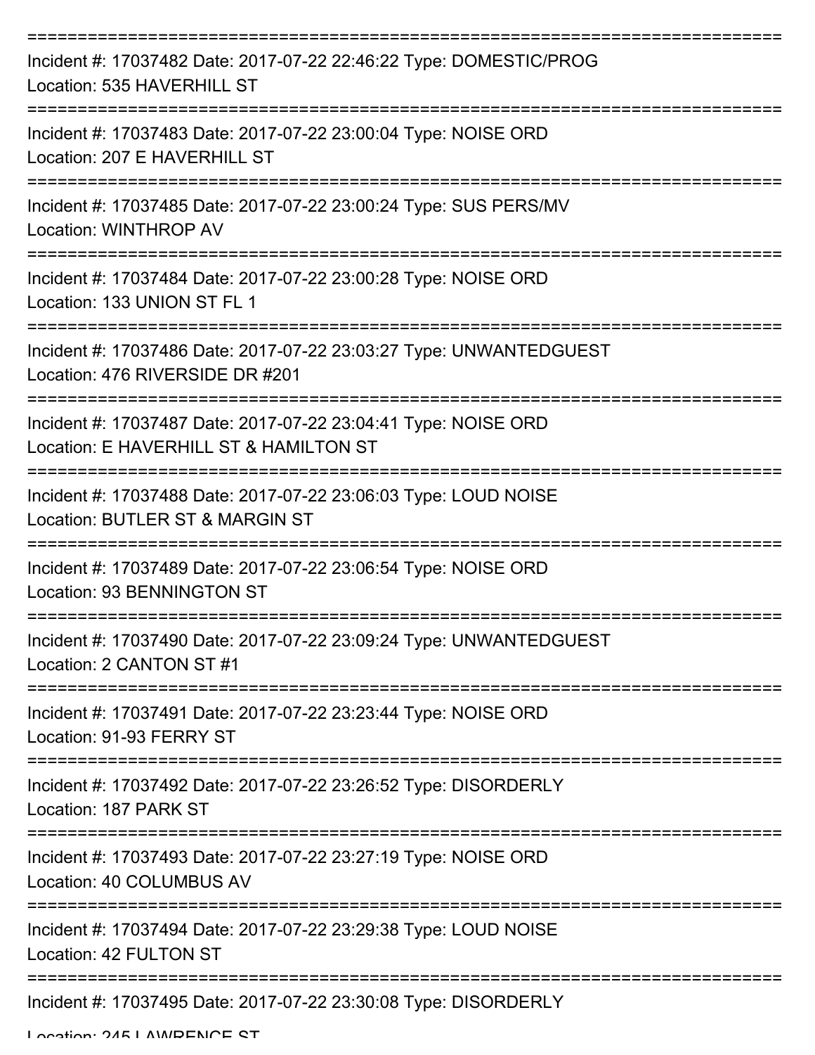===========================================================================

Incident #: 17037482 Date: 2017-07-22 22:46:22 Type: DOMESTIC/PROG
Location: 535 HAVERHILL ST

===========================================================================

Incident #: 17037483 Date: 2017-07-22 23:00:04 Type: NOISE ORD
Location: 207 E HAVERHILL ST

===========================================================================

Incident #: 17037485 Date: 2017-07-22 23:00:24 Type: SUS PERS/MV
Location: WINTHROP AV

===========================================================================

Incident #: 17037484 Date: 2017-07-22 23:00:28 Type: NOISE ORD
Location: 133 UNION ST FL 1

===========================================================================

Incident #: 17037486 Date: 2017-07-22 23:03:27 Type: UNWANTEDGUEST
Location: 476 RIVERSIDE DR #201

===========================================================================

Incident #: 17037487 Date: 2017-07-22 23:04:41 Type: NOISE ORD
Location: E HAVERHILL ST & HAMILTON ST

===========================================================================

Incident #: 17037488 Date: 2017-07-22 23:06:03 Type: LOUD NOISE
Location: BUTLER ST & MARGIN ST

===========================================================================

Incident #: 17037489 Date: 2017-07-22 23:06:54 Type: NOISE ORD
Location: 93 BENNINGTON ST

===========================================================================

Incident #: 17037490 Date: 2017-07-22 23:09:24 Type: UNWANTEDGUEST
Location: 2 CANTON ST #1

===========================================================================

Incident #: 17037491 Date: 2017-07-22 23:23:44 Type: NOISE ORD
Location: 91-93 FERRY ST

===========================================================================

Incident #: 17037492 Date: 2017-07-22 23:26:52 Type: DISORDERLY
Location: 187 PARK ST

===========================================================================

Incident #: 17037493 Date: 2017-07-22 23:27:19 Type: NOISE ORD
Location: 40 COLUMBUS AV

===========================================================================

Incident #: 17037494 Date: 2017-07-22 23:29:38 Type: LOUD NOISE
Location: 42 FULTON ST

===========================================================================

Incident #: 17037495 Date: 2017-07-22 23:30:08 Type: DISORDERLY
Location: 245 LAWRENCE ST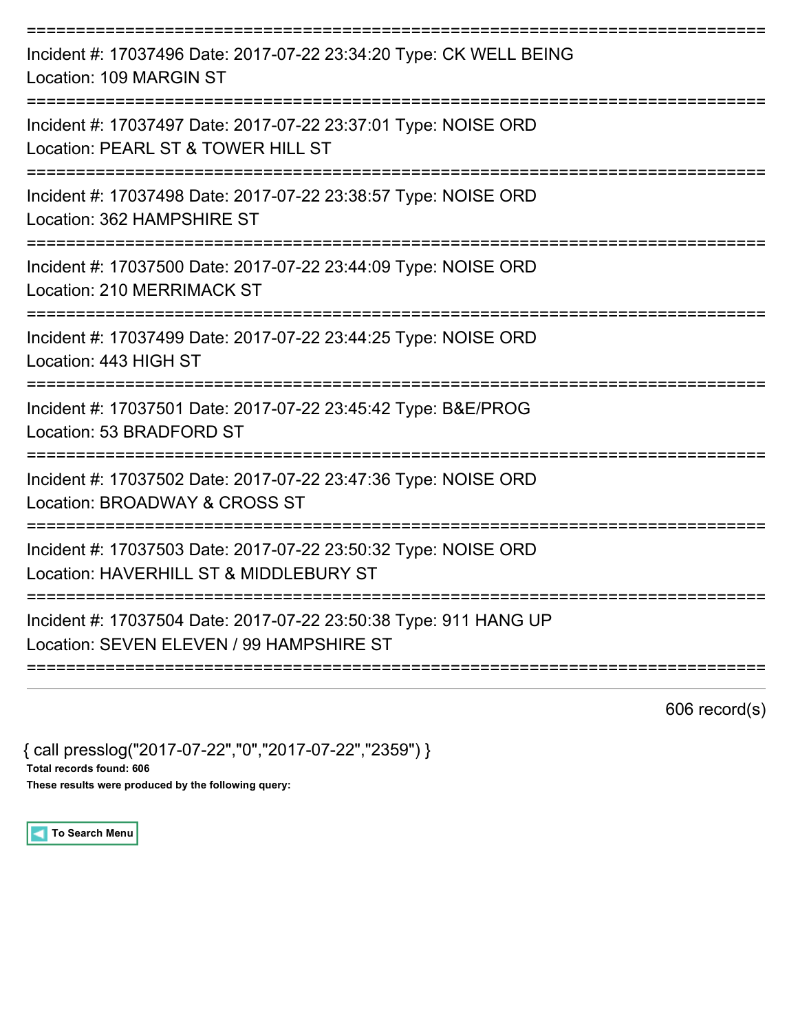===========================================================================

Incident #: 17037496 Date: 2017-07-22 23:34:20 Type: CK WELL BEING
Location: 109 MARGIN ST

===========================================================================

Incident #: 17037497 Date: 2017-07-22 23:37:01 Type: NOISE ORD
Location: PEARL ST & TOWER HILL ST

===========================================================================

Incident #: 17037498 Date: 2017-07-22 23:38:57 Type: NOISE ORD
Location: 362 HAMPSHIRE ST

===========================================================================

Incident #: 17037500 Date: 2017-07-22 23:44:09 Type: NOISE ORD
Location: 210 MERRIMACK ST

===========================================================================

Incident #: 17037499 Date: 2017-07-22 23:44:25 Type: NOISE ORD
Location: 443 HIGH ST

===========================================================================

Incident #: 17037501 Date: 2017-07-22 23:45:42 Type: B&E/PROG
Location: 53 BRADFORD ST

===========================================================================

Incident #: 17037502 Date: 2017-07-22 23:47:36 Type: NOISE ORD
Location: BROADWAY & CROSS ST

===========================================================================

Incident #: 17037503 Date: 2017-07-22 23:50:32 Type: NOISE ORD
Location: HAVERHILL ST & MIDDLEBURY ST

===========================================================================

Incident #: 17037504 Date: 2017-07-22 23:50:38 Type: 911 HANG UP
Location: SEVEN ELEVEN / 99 HAMPSHIRE ST

===========================================================================

606 record(s)

{ call presslog("2017-07-22","0","2017-07-22","2359") }

**Total records found: 606**

**These results were produced by the following query:**

To Search Menu